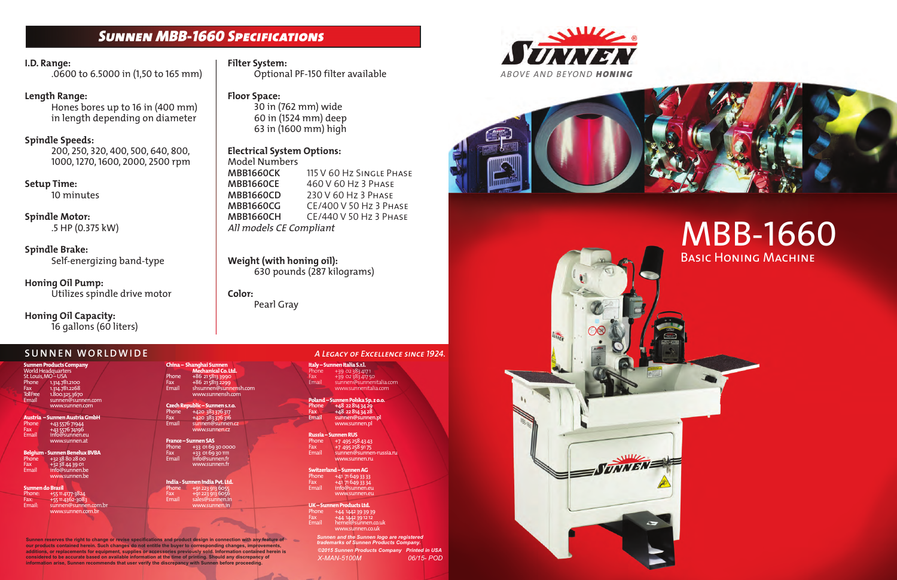# Sunnen MBB-1660 Specifications

**I.D. Range:**
.0600 to 6.5000 in (1,50 to 165 mm)

**Length Range:**
Hones bores up to 16 in (400 mm) in length depending on diameter

**Spindle Speeds:**
200, 250, 320, 400, 500, 640, 800, 1000, 1270, 1600, 2000, 2500 rpm

**Setup Time:**
10 minutes

**Spindle Motor:**
.5 HP (0.375 kW)

**Spindle Brake:**
Self-energizing band-type

**Honing Oil Pump:**
Utilizes spindle drive motor

**Honing Oil Capacity:**
16 gallons (60 liters)

**Filter System:**
Optional PF-150 filter available

**Floor Space:**
30 in (762 mm) wide
60 in (1524 mm) deep
63 in (1600 mm) high

**Electrical System Options:**

Model Numbers

| | |
|---|---|
| **MBB1660CK** | 115 V 60 Hz Single Phase |
| **MBB1660CE** | 460 V 60 Hz 3 Phase |
| **MBB1660CD** | 230 V 60 Hz 3 Phase |
| **MBB1660CG** | CE/400 V 50 Hz 3 Phase |
| **MBB1660CH** | CE/440 V 50 Hz 3 Phase |

*All models CE Compliant*

**Weight (with honing oil):**
630 pounds (287 kilograms)

**Color:**
Pearl Gray

## SUNNEN WORLDWIDE

*A Legacy of Excellence since 1924.*

**Sunnen Products Company**
World Headquarters
St. Louis, MO – USA
Phone 1.314.781.2100
Fax 1.314.781.2268
Toll Free 1.800.325.3670
Email sunnen@sunnen.com
www.sunnen.com

**Austria – Sunnen Austria GmbH**
Phone +43 5576 71944
Fax +43 5576 74196
Email info@sunnen.eu
www.sunnen.at

**Belgium - Sunnen Benelux BVBA**
Phone +32 38 80 28 00
Fax +32 38 44 39 01
Email info@sunnen.be
www.sunnen.be

**Sunnen do Brasil**
Phone: +55 11 4177-3824
Fax: +55 11 4362-3083
Email: sunnen@sunnen.com.br
www.sunnen.com.br

**China – Shanghai Sunnen Mechanical Co. Ltd.**
Phone +86 21 5813 3990
Fax +86 21 5813 2299
Email shsunnen@sunnensh.com
www.sunnensh.com

**Czech Republic – Sunnen s.r.o.**
Phone +420 383 376 317
Fax +420 383 376 316
Email sunnen@sunnen.cz
www.sunnen.cz

**France – Sunnen SAS**
Phone +33 01 69 30 0000
Fax +33 01 69 30 1111
Email info@sunnen.fr
www.sunnen.fr

**India - Sunnen India Pvt. Ltd.**
Phone +91 223 913 6055
Fax +91 223 913 6056
Email sales@sunnen.in
www.sunnen.in

**Italy – Sunnen Italia S.r.l.**
Phone +39 02 383 4171
Fax +39 02 383 417 50
Email sunnen@sunnenitalia.com
www.sunnenitalia.com

**Poland – Sunnen Polska Sp. z o.o.**
Phone +48 22 814 34 29
Fax +48 22 814 34 28
Email sunnen@sunnen.pl
www.sunnen.pl

**Russia – Sunnen RUS**
Phone +7 495 258 43 43
Fax +7 495 258 91 75
Email sunnen@sunnen-russia.ru
www.sunnen.ru

**Switzerland – Sunnen AG**
Phone +41 71 649 33 33
Fax +41 71 649 33 34
Email info@sunnen.eu
www.sunnen.eu

**UK – Sunnen Products Ltd.**
Phone +44 1442 39 39 39
Fax +44 1442 39 12 12
Email hemel@sunnen.co.uk
www.sunnen.co.uk

Sunnen reserves the right to change or revise specifications and product design in connection with any feature of our products contained herein. Such changes do not entitle the buyer to corresponding changes, improvements, additions, or replacements for equipment, supplies or accessories previously sold. Information contained herein is considered to be accurate based on available information at the time of printing. Should any discrepancy of information arise, Sunnen recommends that user verify the discrepancy with Sunnen before proceeding.

*Sunnen and the Sunnen logo are registered trademarks of Sunnen Products Company.*

*©2015 Sunnen Products Company Printed in USA*

*X-MAN-5100M 06/15- POD*

SUNNEN®
ABOVE AND BEYOND **HONING**

# MBB-1660

## Basic Honing Machine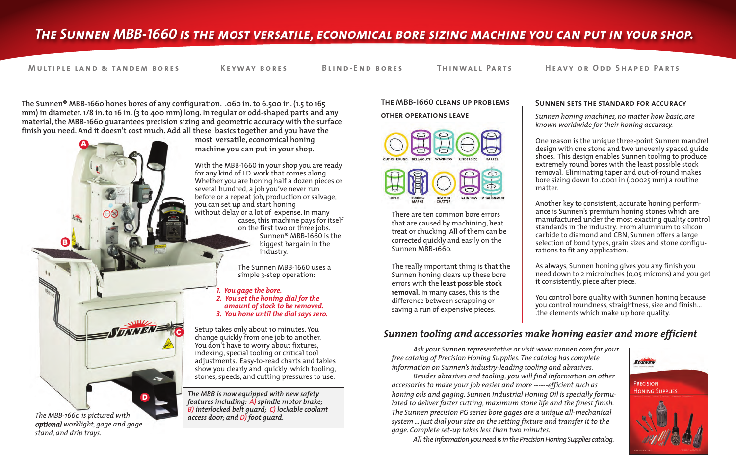# *The Sunnen MBB-1660 is the most versatile, economical bore sizing machine you can put in your shop.*

Multiple land & tandem bores | Keyway bores | Blind-End bores | Thinwall Parts | Heavy or Odd Shaped Parts

The Sunnen® MBB-1660 hones bores of any configuration. .060 in. to 6.500 in. (1.5 to 165 mm) in diameter. 1/8 in. to 16 in. (3 to 400 mm) long. In regular or odd-shaped parts and any material, the MBB-1660 guarantees precision sizing and geometric accuracy with the surface finish you need. And it doesn't cost much. Add all these basics together and you have the most versatile, economical honing machine you can put in your shop.

With the MBB-1660 in your shop you are ready for any kind of I.D. work that comes along. Whether you are honing half a dozen pieces or several hundred, a job you've never run before or a repeat job, production or salvage, you can set up and start honing without delay or a lot of expense. In many cases, this machine pays for itself on the first two or three jobs. Sunnen® MBB-1660 is the biggest bargain in the industry.

The Sunnen MBB-1660 uses a simple 3-step operation:

1. *You gage the bore.*
2. *You set the honing dial for the amount of stock to be removed.*
3. *You hone until the dial says zero.*

Setup takes only about 10 minutes. You change quickly from one job to another. You don't have to worry about fixtures, indexing, special tooling or critical tool adjustments. Easy-to-read charts and tables show you clearly and quickly which tooling, stones, speeds, and cutting pressures to use.

*The MBB is now equipped with new safety features including: A) spindle motor brake; B) interlocked belt guard; C) lockable coolant access door; and D) foot guard.*

*The MBB-1660 is pictured with **optional** worklight, gage and gage stand, and drip trays.*

### The MBB-1660 cleans up problems other operations leave

OUT-OF-ROUND, BELLMOUTH, WAVINESS, UNDERSIZE, BARREL, TAPER, BORING MARKS, REAMER CHATTER, RAINBOW, MISALIGNMENT

There are ten common bore errors that are caused by machining, heat treat or chucking. All of them can be corrected quickly and easily on the Sunnen MBB-1660.

The really important thing is that the Sunnen honing clears up these bore errors with the **least possible stock removal.** In many cases, this is the difference between scrapping or saving a run of expensive pieces.

### Sunnen sets the standard for accuracy

*Sunnen honing machines, no matter how basic, are known worldwide for their honing accuracy.*

One reason is the unique three-point Sunnen mandrel design with one stone and two unevenly spaced guide shoes. This design enables Sunnen tooling to produce extremely round bores with the least possible stock removal. Eliminating taper and out-of-round makes bore sizing down to .0001 in (.00025 mm) a routine matter.

Another key to consistent, accurate honing performance is Sunnen's premium honing stones which are manufactured under the most exacting quality control standards in the industry. From aluminum to silicon carbide to diamond and CBN, Sunnen offers a large selection of bond types, grain sizes and stone configurations to fit any application.

As always, Sunnen honing gives you any finish you need down to 2 microinches (0,05 microns) and you get it consistently, piece after piece.

You control bore quality with Sunnen honing because you control roundness, straightness, size and finish... .the elements which make up bore quality.

## *Sunnen tooling and accessories make honing easier and more efficient*

*Ask your Sunnen representative or visit www.sunnen.com for your free catalog of Precision Honing Supplies. The catalog has complete information on Sunnen's industry-leading tooling and abrasives.*

*Besides abrasives and tooling, you will find information on other accessories to make your job easier and more ------efficient such as honing oils and gaging. Sunnen Industrial Honing Oil is specially formulated to deliver faster cutting, maximum stone life and the finest finish. The Sunnen precision PG series bore gages are a unique all-mechanical system ... just dial your size on the setting fixture and transfer it to the gage. Complete set-up takes less than two minutes.*

*All the information you need is in the Precision Honing Supplies catalog.*

Precision Honing Supplies